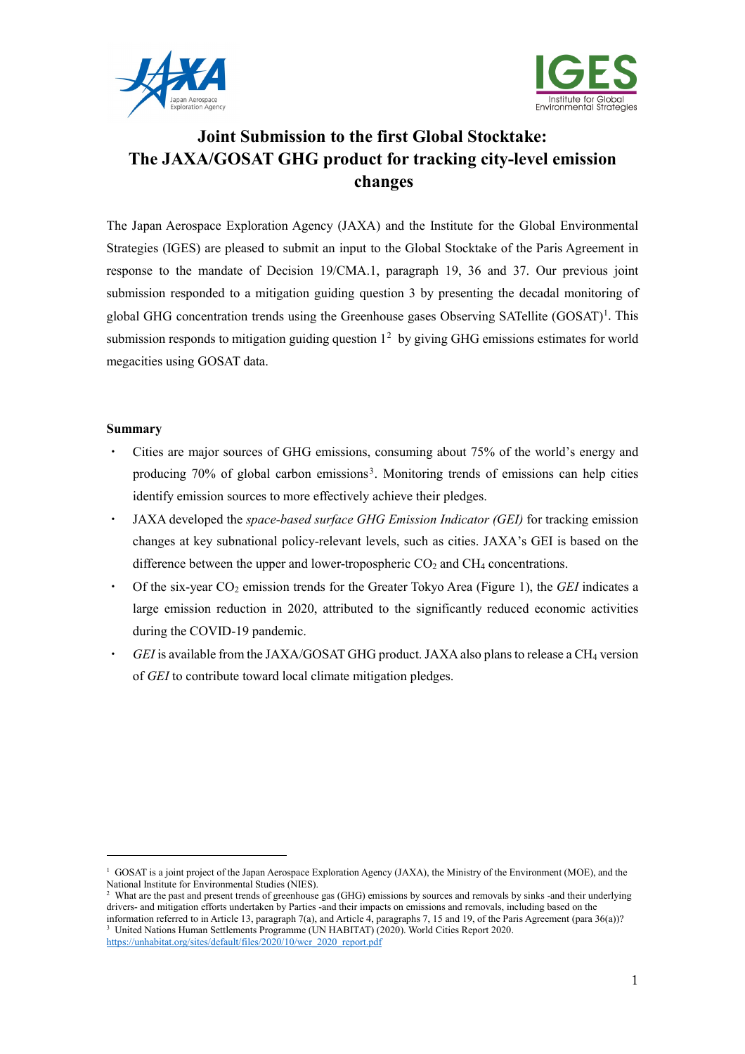# Joint Submission to the first Global Stocktake: The JAXA/GOSAT GHG product for tracking city-level emission changes

The Japan Aerospace Exploration Agency (JAXA) and the Institute for the Global Environmental Strategies (IGES) are pleased to submit an input to the Global Stocktake of the Paris Agreement in response to the mandate of Decision 19/CMA.1, paragraph 19, 36 and 37. Our previous joint submission responded to a mitigation guiding question 3 by presenting the decadal monitoring of global GHG concentration trends using the Greenhouse gases Observing SATellite (GOSAT)[1]. This submission responds to mitigation guiding question 1[2] by giving GHG emissions estimates for world megacities using GOSAT data.

**Summary**

- Cities are major sources of GHG emissions, consuming about 75% of the world's energy and producing 70% of global carbon emissions[3]. Monitoring trends of emissions can help cities identify emission sources to more effectively achieve their pledges.
- JAXA developed the *space-based surface GHG Emission Indicator (GEI)* for tracking emission changes at key subnational policy-relevant levels, such as cities. JAXA's GEI is based on the difference between the upper and lower-tropospheric $CO_2$ and $CH_4$ concentrations.
- Of the six-year $CO_2$ emission trends for the Greater Tokyo Area (Figure 1), the *GEI* indicates a large emission reduction in 2020, attributed to the significantly reduced economic activities during the COVID-19 pandemic.
- *GEI* is available from the JAXA/GOSAT GHG product. JAXA also plans to release a $CH_4$ version of *GEI* to contribute toward local climate mitigation pledges.

---

[1] GOSAT is a joint project of the Japan Aerospace Exploration Agency (JAXA), the Ministry of the Environment (MOE), and the National Institute for Environmental Studies (NIES).

[2] What are the past and present trends of greenhouse gas (GHG) emissions by sources and removals by sinks -and their underlying drivers- and mitigation efforts undertaken by Parties -and their impacts on emissions and removals, including based on the information referred to in Article 13, paragraph 7(a), and Article 4, paragraphs 7, 15 and 19, of the Paris Agreement (para 36(a))?

[3] United Nations Human Settlements Programme (UN HABITAT) (2020). World Cities Report 2020. https://unhabitat.org/sites/default/files/2020/10/wcr_2020_report.pdf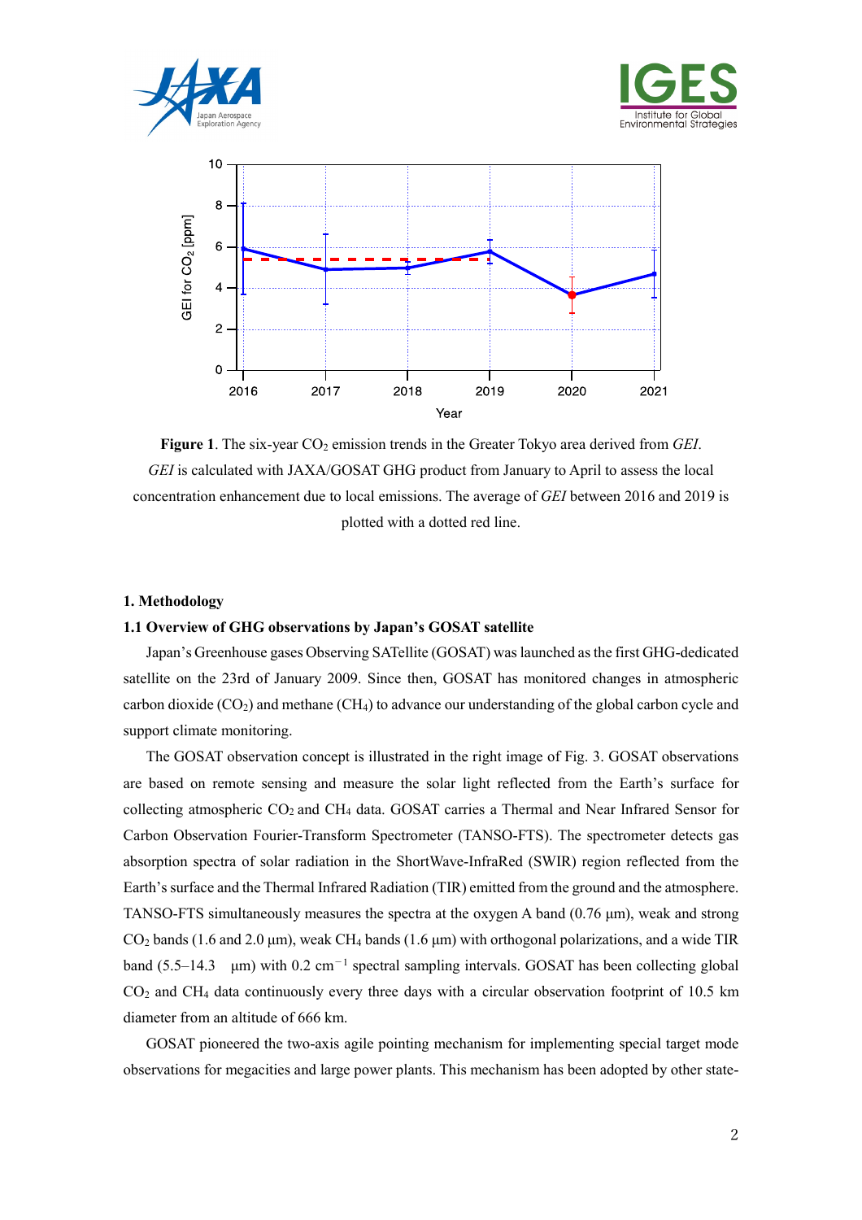**Figure 1**. The six-year $CO_2$ emission trends in the Greater Tokyo area derived from *GEI*. *GEI* is calculated with JAXA/GOSAT GHG product from January to April to assess the local concentration enhancement due to local emissions. The average of *GEI* between 2016 and 2019 is plotted with a dotted red line.

## 1. Methodology

### 1.1 Overview of GHG observations by Japan's GOSAT satellite

Japan's Greenhouse gases Observing SATellite (GOSAT) was launched as the first GHG-dedicated satellite on the 23rd of January 2009. Since then, GOSAT has monitored changes in atmospheric carbon dioxide ($CO_2$) and methane ($CH_4$) to advance our understanding of the global carbon cycle and support climate monitoring.

The GOSAT observation concept is illustrated in the right image of Fig. 3. GOSAT observations are based on remote sensing and measure the solar light reflected from the Earth's surface for collecting atmospheric $CO_2$ and $CH_4$ data. GOSAT carries a Thermal and Near Infrared Sensor for Carbon Observation Fourier-Transform Spectrometer (TANSO-FTS). The spectrometer detects gas absorption spectra of solar radiation in the ShortWave-InfraRed (SWIR) region reflected from the Earth's surface and the Thermal Infrared Radiation (TIR) emitted from the ground and the atmosphere. TANSO-FTS simultaneously measures the spectra at the oxygen A band (0.76 μm), weak and strong $CO_2$ bands (1.6 and 2.0 μm), weak $CH_4$ bands (1.6 μm) with orthogonal polarizations, and a wide TIR band (5.5–14.3 μm) with 0.2 $cm^{-1}$ spectral sampling intervals. GOSAT has been collecting global $CO_2$ and $CH_4$ data continuously every three days with a circular observation footprint of 10.5 km diameter from an altitude of 666 km.

GOSAT pioneered the two-axis agile pointing mechanism for implementing special target mode observations for megacities and large power plants. This mechanism has been adopted by other state-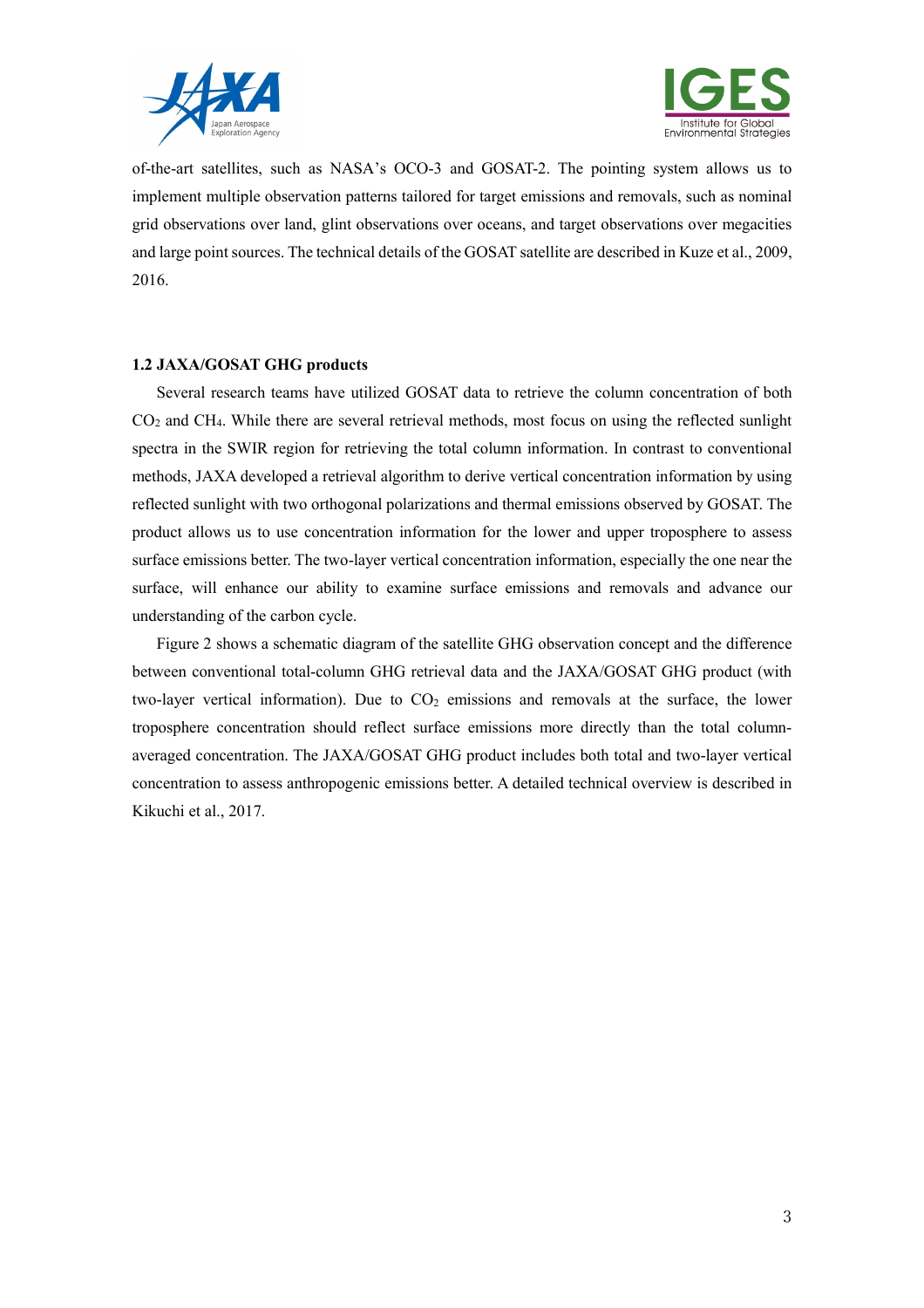of-the-art satellites, such as NASA's OCO-3 and GOSAT-2. The pointing system allows us to implement multiple observation patterns tailored for target emissions and removals, such as nominal grid observations over land, glint observations over oceans, and target observations over megacities and large point sources. The technical details of the GOSAT satellite are described in Kuze et al., 2009, 2016.

### 1.2 JAXA/GOSAT GHG products

Several research teams have utilized GOSAT data to retrieve the column concentration of both $CO_2$ and $CH_4$. While there are several retrieval methods, most focus on using the reflected sunlight spectra in the SWIR region for retrieving the total column information. In contrast to conventional methods, JAXA developed a retrieval algorithm to derive vertical concentration information by using reflected sunlight with two orthogonal polarizations and thermal emissions observed by GOSAT. The product allows us to use concentration information for the lower and upper troposphere to assess surface emissions better. The two-layer vertical concentration information, especially the one near the surface, will enhance our ability to examine surface emissions and removals and advance our understanding of the carbon cycle.

Figure 2 shows a schematic diagram of the satellite GHG observation concept and the difference between conventional total-column GHG retrieval data and the JAXA/GOSAT GHG product (with two-layer vertical information). Due to $CO_2$ emissions and removals at the surface, the lower troposphere concentration should reflect surface emissions more directly than the total column-averaged concentration. The JAXA/GOSAT GHG product includes both total and two-layer vertical concentration to assess anthropogenic emissions better. A detailed technical overview is described in Kikuchi et al., 2017.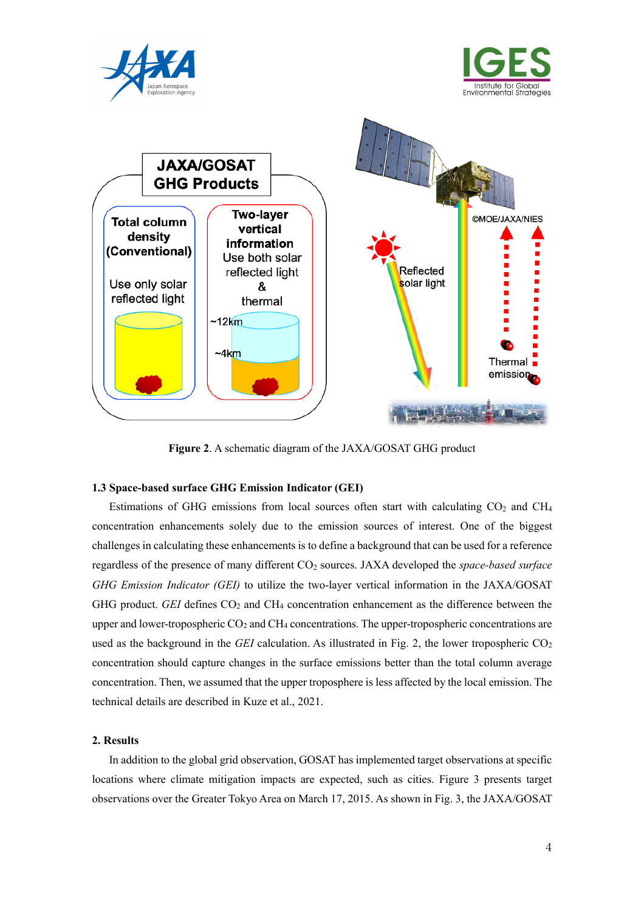Figure 2. A schematic diagram of the JAXA/GOSAT GHG product

### 1.3 Space-based surface GHG Emission Indicator (GEI)

Estimations of GHG emissions from local sources often start with calculating $CO_2$ and $CH_4$ concentration enhancements solely due to the emission sources of interest. One of the biggest challenges in calculating these enhancements is to define a background that can be used for a reference regardless of the presence of many different $CO_2$ sources. JAXA developed the *space-based surface GHG Emission Indicator (GEI)* to utilize the two-layer vertical information in the JAXA/GOSAT GHG product. *GEI* defines $CO_2$ and $CH_4$ concentration enhancement as the difference between the upper and lower-tropospheric $CO_2$ and $CH_4$ concentrations. The upper-tropospheric concentrations are used as the background in the *GEI* calculation. As illustrated in Fig. 2, the lower tropospheric $CO_2$ concentration should capture changes in the surface emissions better than the total column average concentration. Then, we assumed that the upper troposphere is less affected by the local emission. The technical details are described in Kuze et al., 2021.

## 2. Results

In addition to the global grid observation, GOSAT has implemented target observations at specific locations where climate mitigation impacts are expected, such as cities. Figure 3 presents target observations over the Greater Tokyo Area on March 17, 2015. As shown in Fig. 3, the JAXA/GOSAT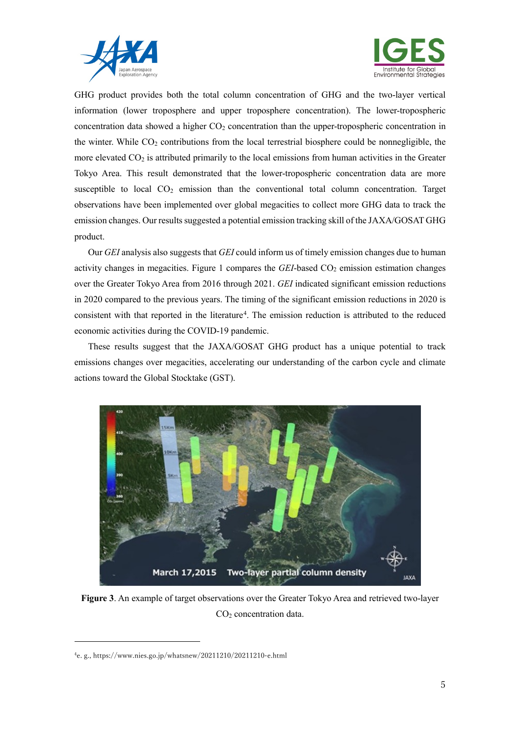GHG product provides both the total column concentration of GHG and the two-layer vertical information (lower troposphere and upper troposphere concentration). The lower-tropospheric concentration data showed a higher $CO_2$ concentration than the upper-tropospheric concentration in the winter. While $CO_2$ contributions from the local terrestrial biosphere could be nonnegligible, the more elevated $CO_2$ is attributed primarily to the local emissions from human activities in the Greater Tokyo Area. This result demonstrated that the lower-tropospheric concentration data are more susceptible to local $CO_2$ emission than the conventional total column concentration. Target observations have been implemented over global megacities to collect more GHG data to track the emission changes. Our results suggested a potential emission tracking skill of the JAXA/GOSAT GHG product.

Our *GEI* analysis also suggests that *GEI* could inform us of timely emission changes due to human activity changes in megacities. Figure 1 compares the *GEI*-based $CO_2$ emission estimation changes over the Greater Tokyo Area from 2016 through 2021. *GEI* indicated significant emission reductions in 2020 compared to the previous years. The timing of the significant emission reductions in 2020 is consistent with that reported in the literature[4]. The emission reduction is attributed to the reduced economic activities during the COVID-19 pandemic.

These results suggest that the JAXA/GOSAT GHG product has a unique potential to track emissions changes over megacities, accelerating our understanding of the carbon cycle and climate actions toward the Global Stocktake (GST).

**Figure 3**. An example of target observations over the Greater Tokyo Area and retrieved two-layer $CO_2$ concentration data.

---

[4] e. g., https://www.nies.go.jp/whatsnew/20211210/20211210-e.html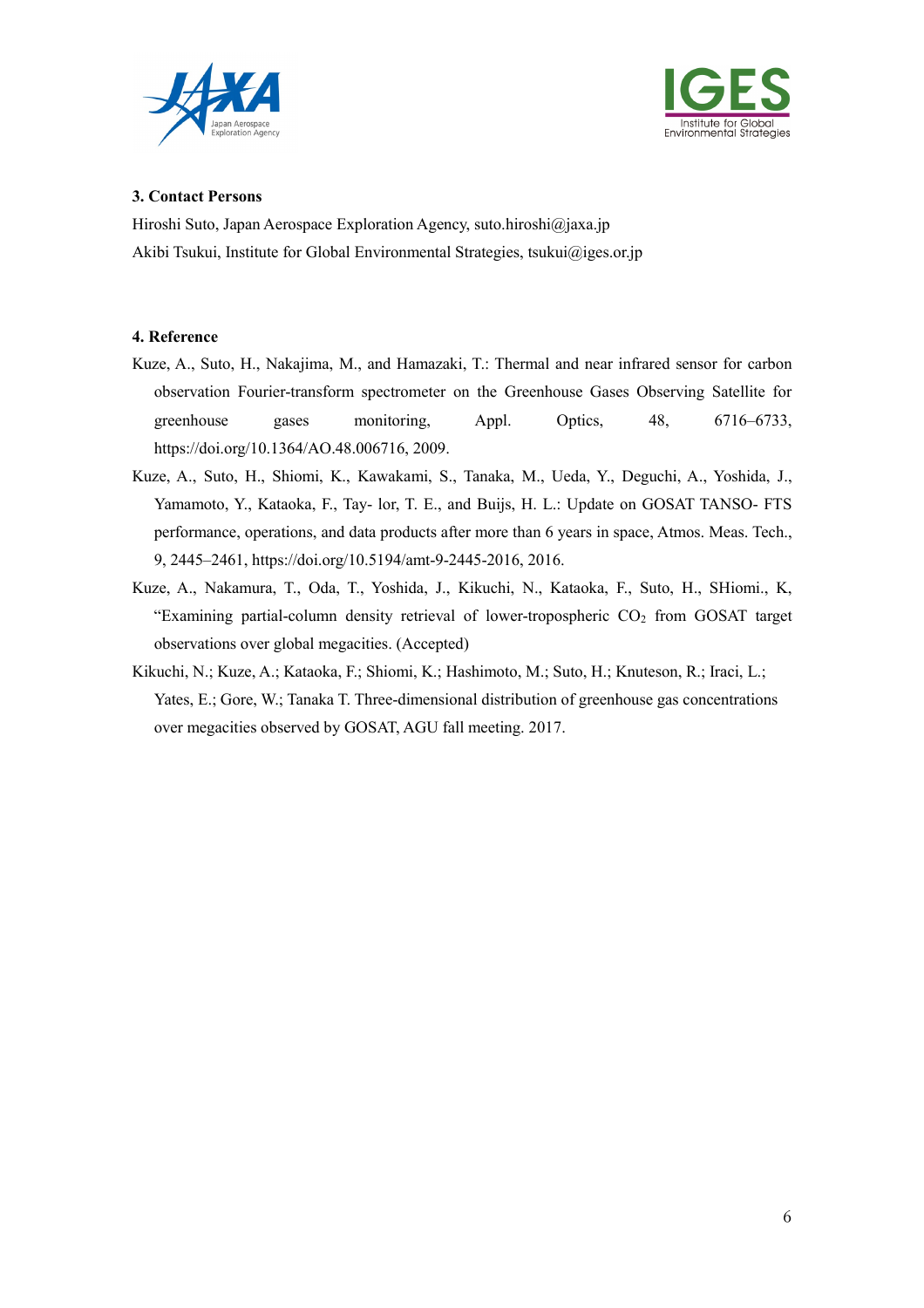### 3. Contact Persons

Hiroshi Suto, Japan Aerospace Exploration Agency, suto.hiroshi@jaxa.jp

Akibi Tsukui, Institute for Global Environmental Strategies, tsukui@iges.or.jp

### 4. Reference

Kuze, A., Suto, H., Nakajima, M., and Hamazaki, T.: Thermal and near infrared sensor for carbon observation Fourier-transform spectrometer on the Greenhouse Gases Observing Satellite for greenhouse gases monitoring, Appl. Optics, 48, 6716–6733, https://doi.org/10.1364/AO.48.006716, 2009.

Kuze, A., Suto, H., Shiomi, K., Kawakami, S., Tanaka, M., Ueda, Y., Deguchi, A., Yoshida, J., Yamamoto, Y., Kataoka, F., Tay- lor, T. E., and Buijs, H. L.: Update on GOSAT TANSO- FTS performance, operations, and data products after more than 6 years in space, Atmos. Meas. Tech., 9, 2445–2461, https://doi.org/10.5194/amt-9-2445-2016, 2016.

Kuze, A., Nakamura, T., Oda, T., Yoshida, J., Kikuchi, N., Kataoka, F., Suto, H., SHiomi., K, "Examining partial-column density retrieval of lower-tropospheric $CO_2$ from GOSAT target observations over global megacities. (Accepted)

Kikuchi, N.; Kuze, A.; Kataoka, F.; Shiomi, K.; Hashimoto, M.; Suto, H.; Knuteson, R.; Iraci, L.; Yates, E.; Gore, W.; Tanaka T. Three-dimensional distribution of greenhouse gas concentrations over megacities observed by GOSAT, AGU fall meeting. 2017.